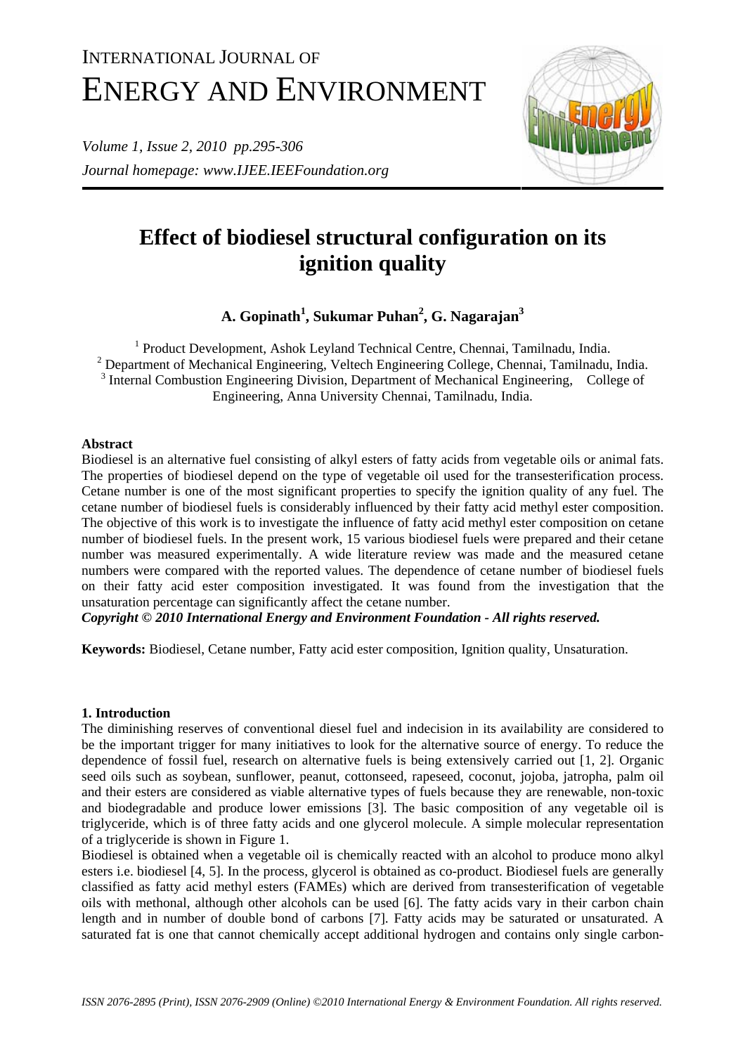# INTERNATIONAL JOURNAL OF ENERGY AND ENVIRONMENT

*Volume 1, Issue 2, 2010 pp.295-306*

*Journal homepage: www.IJEE.IEEFoundation.org*

# Effect of biodiesel structural configuration on its ignition quality

**A. Gopinath[1], Sukumar Puhan[2], G. Nagarajan[3]**

[1] Product Development, Ashok Leyland Technical Centre, Chennai, Tamilnadu, India.
[2] Department of Mechanical Engineering, Veltech Engineering College, Chennai, Tamilnadu, India.
[3] Internal Combustion Engineering Division, Department of Mechanical Engineering, College of Engineering, Anna University Chennai, Tamilnadu, India.

## Abstract

Biodiesel is an alternative fuel consisting of alkyl esters of fatty acids from vegetable oils or animal fats. The properties of biodiesel depend on the type of vegetable oil used for the transesterification process. Cetane number is one of the most significant properties to specify the ignition quality of any fuel. The cetane number of biodiesel fuels is considerably influenced by their fatty acid methyl ester composition. The objective of this work is to investigate the influence of fatty acid methyl ester composition on cetane number of biodiesel fuels. In the present work, 15 various biodiesel fuels were prepared and their cetane number was measured experimentally. A wide literature review was made and the measured cetane numbers were compared with the reported values. The dependence of cetane number of biodiesel fuels on their fatty acid ester composition investigated. It was found from the investigation that the unsaturation percentage can significantly affect the cetane number.

***Copyright © 2010 International Energy and Environment Foundation - All rights reserved.***

**Keywords:** Biodiesel, Cetane number, Fatty acid ester composition, Ignition quality, Unsaturation.

## 1. Introduction

The diminishing reserves of conventional diesel fuel and indecision in its availability are considered to be the important trigger for many initiatives to look for the alternative source of energy. To reduce the dependence of fossil fuel, research on alternative fuels is being extensively carried out [1, 2]. Organic seed oils such as soybean, sunflower, peanut, cottonseed, rapeseed, coconut, jojoba, jatropha, palm oil and their esters are considered as viable alternative types of fuels because they are renewable, non-toxic and biodegradable and produce lower emissions [3]. The basic composition of any vegetable oil is triglyceride, which is of three fatty acids and one glycerol molecule. A simple molecular representation of a triglyceride is shown in Figure 1.

Biodiesel is obtained when a vegetable oil is chemically reacted with an alcohol to produce mono alkyl esters i.e. biodiesel [4, 5]. In the process, glycerol is obtained as co-product. Biodiesel fuels are generally classified as fatty acid methyl esters (FAMEs) which are derived from transesterification of vegetable oils with methonal, although other alcohols can be used [6]. The fatty acids vary in their carbon chain length and in number of double bond of carbons [7]. Fatty acids may be saturated or unsaturated. A saturated fat is one that cannot chemically accept additional hydrogen and contains only single carbon-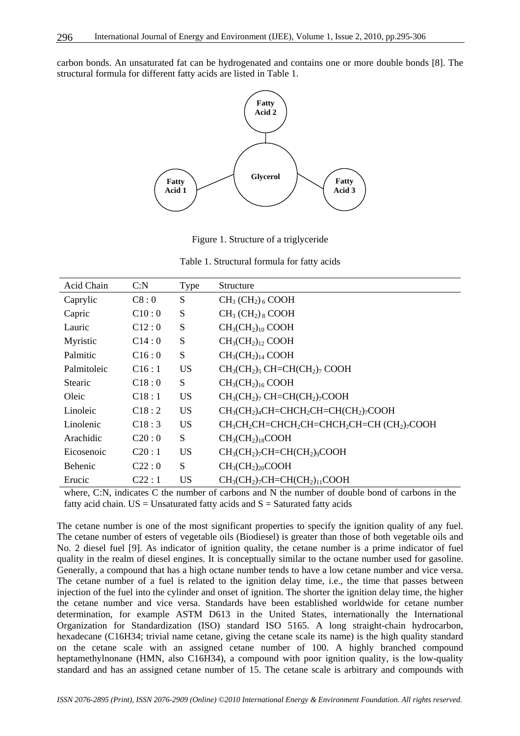carbon bonds. An unsaturated fat can be hydrogenated and contains one or more double bonds [8]. The structural formula for different fatty acids are listed in Table 1.

Figure 1. Structure of a triglyceride

Table 1. Structural formula for fatty acids

| Acid Chain | C:N | Type | Structure |
|---|---|---|---|
| Caprylic | C8 : 0 | S | $CH_3\,(CH_2)_6\,COOH$ |
| Capric | C10 : 0 | S | $CH_3\,(CH_2)_8\,COOH$ |
| Lauric | C12 : 0 | S | $CH_3(CH_2)_{10}\,COOH$ |
| Myristic | C14 : 0 | S | $CH_3(CH_2)_{12}\,COOH$ |
| Palmitic | C16 : 0 | S | $CH_3(CH_2)_{14}\,COOH$ |
| Palmitoleic | C16 : 1 | US | $CH_3(CH_2)_5\,CH{=}CH(CH_2)_7\,COOH$ |
| Stearic | C18 : 0 | S | $CH_3(CH_2)_{16}\,COOH$ |
| Oleic | C18 : 1 | US | $CH_3(CH_2)_7\,CH{=}CH(CH_2)_7COOH$ |
| Linoleic | C18 : 2 | US | $CH_3(CH_2)_4CH{=}CHCH_2CH{=}CH(CH_2)_7COOH$ |
| Linolenic | C18 : 3 | US | $CH_3CH_2CH{=}CHCH_2CH{=}CHCH_2CH{=}CH\,(CH_2)_7COOH$ |
| Arachidic | C20 : 0 | S | $CH_3(CH_2)_{18}COOH$ |
| Eicosenoic | C20 : 1 | US | $CH_3(CH_2)_7CH{=}CH(CH_2)_9COOH$ |
| Behenic | C22 : 0 | S | $CH_3(CH_2)_{20}COOH$ |
| Erucic | C22 : 1 | US | $CH_3(CH_2)_7CH{=}CH(CH_2)_{11}COOH$ |

where, C:N, indicates C the number of carbons and N the number of double bond of carbons in the fatty acid chain. US = Unsaturated fatty acids and S = Saturated fatty acids

The cetane number is one of the most significant properties to specify the ignition quality of any fuel. The cetane number of esters of vegetable oils (Biodiesel) is greater than those of both vegetable oils and No. 2 diesel fuel [9]. As indicator of ignition quality, the cetane number is a prime indicator of fuel quality in the realm of diesel engines. It is conceptually similar to the octane number used for gasoline. Generally, a compound that has a high octane number tends to have a low cetane number and vice versa. The cetane number of a fuel is related to the ignition delay time, i.e., the time that passes between injection of the fuel into the cylinder and onset of ignition. The shorter the ignition delay time, the higher the cetane number and vice versa. Standards have been established worldwide for cetane number determination, for example ASTM D613 in the United States, internationally the International Organization for Standardization (ISO) standard ISO 5165. A long straight-chain hydrocarbon, hexadecane ($C_{16}H_{34}$; trivial name cetane, giving the cetane scale its name) is the high quality standard on the cetane scale with an assigned cetane number of 100. A highly branched compound heptamethylnonane (HMN, also $C_{16}H_{34}$), a compound with poor ignition quality, is the low-quality standard and has an assigned cetane number of 15. The cetane scale is arbitrary and compounds with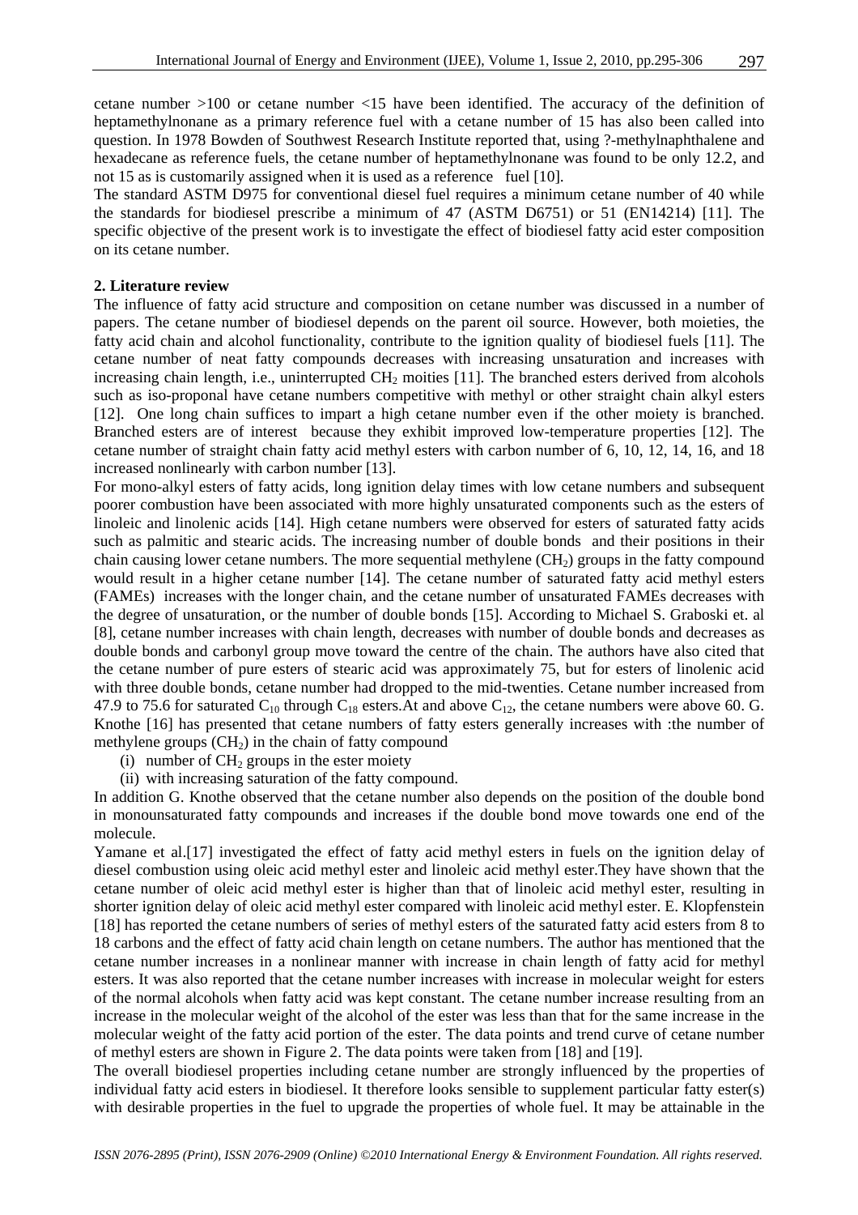cetane number >100 or cetane number <15 have been identified. The accuracy of the definition of heptamethylnonane as a primary reference fuel with a cetane number of 15 has also been called into question. In 1978 Bowden of Southwest Research Institute reported that, using ?-methylnaphthalene and hexadecane as reference fuels, the cetane number of heptamethylnonane was found to be only 12.2, and not 15 as is customarily assigned when it is used as a reference fuel [10].

The standard ASTM D975 for conventional diesel fuel requires a minimum cetane number of 40 while the standards for biodiesel prescribe a minimum of 47 (ASTM D6751) or 51 (EN14214) [11]. The specific objective of the present work is to investigate the effect of biodiesel fatty acid ester composition on its cetane number.

## 2. Literature review

The influence of fatty acid structure and composition on cetane number was discussed in a number of papers. The cetane number of biodiesel depends on the parent oil source. However, both moieties, the fatty acid chain and alcohol functionality, contribute to the ignition quality of biodiesel fuels [11]. The cetane number of neat fatty compounds decreases with increasing unsaturation and increases with increasing chain length, i.e., uninterrupted $CH_2$ moities [11]. The branched esters derived from alcohols such as iso-proponal have cetane numbers competitive with methyl or other straight chain alkyl esters [12]. One long chain suffices to impart a high cetane number even if the other moiety is branched. Branched esters are of interest because they exhibit improved low-temperature properties [12]. The cetane number of straight chain fatty acid methyl esters with carbon number of 6, 10, 12, 14, 16, and 18 increased nonlinearly with carbon number [13].

For mono-alkyl esters of fatty acids, long ignition delay times with low cetane numbers and subsequent poorer combustion have been associated with more highly unsaturated components such as the esters of linoleic and linolenic acids [14]. High cetane numbers were observed for esters of saturated fatty acids such as palmitic and stearic acids. The increasing number of double bonds and their positions in their chain causing lower cetane numbers. The more sequential methylene ($CH_2$) groups in the fatty compound would result in a higher cetane number [14]. The cetane number of saturated fatty acid methyl esters (FAMEs) increases with the longer chain, and the cetane number of unsaturated FAMEs decreases with the degree of unsaturation, or the number of double bonds [15]. According to Michael S. Graboski et. al [8], cetane number increases with chain length, decreases with number of double bonds and decreases as double bonds and carbonyl group move toward the centre of the chain. The authors have also cited that the cetane number of pure esters of stearic acid was approximately 75, but for esters of linolenic acid with three double bonds, cetane number had dropped to the mid-twenties. Cetane number increased from 47.9 to 75.6 for saturated $C_{10}$ through $C_{18}$ esters.At and above $C_{12}$, the cetane numbers were above 60. G. Knothe [16] has presented that cetane numbers of fatty esters generally increases with :the number of methylene groups ($CH_2$) in the chain of fatty compound

(i) number of $CH_2$ groups in the ester moiety
(ii) with increasing saturation of the fatty compound.

In addition G. Knothe observed that the cetane number also depends on the position of the double bond in monounsaturated fatty compounds and increases if the double bond move towards one end of the molecule.

Yamane et al.[17] investigated the effect of fatty acid methyl esters in fuels on the ignition delay of diesel combustion using oleic acid methyl ester and linoleic acid methyl ester.They have shown that the cetane number of oleic acid methyl ester is higher than that of linoleic acid methyl ester, resulting in shorter ignition delay of oleic acid methyl ester compared with linoleic acid methyl ester. E. Klopfenstein [18] has reported the cetane numbers of series of methyl esters of the saturated fatty acid esters from 8 to 18 carbons and the effect of fatty acid chain length on cetane numbers. The author has mentioned that the cetane number increases in a nonlinear manner with increase in chain length of fatty acid for methyl esters. It was also reported that the cetane number increases with increase in molecular weight for esters of the normal alcohols when fatty acid was kept constant. The cetane number increase resulting from an increase in the molecular weight of the alcohol of the ester was less than that for the same increase in the molecular weight of the fatty acid portion of the ester. The data points and trend curve of cetane number of methyl esters are shown in Figure 2. The data points were taken from [18] and [19].

The overall biodiesel properties including cetane number are strongly influenced by the properties of individual fatty acid esters in biodiesel. It therefore looks sensible to supplement particular fatty ester(s) with desirable properties in the fuel to upgrade the properties of whole fuel. It may be attainable in the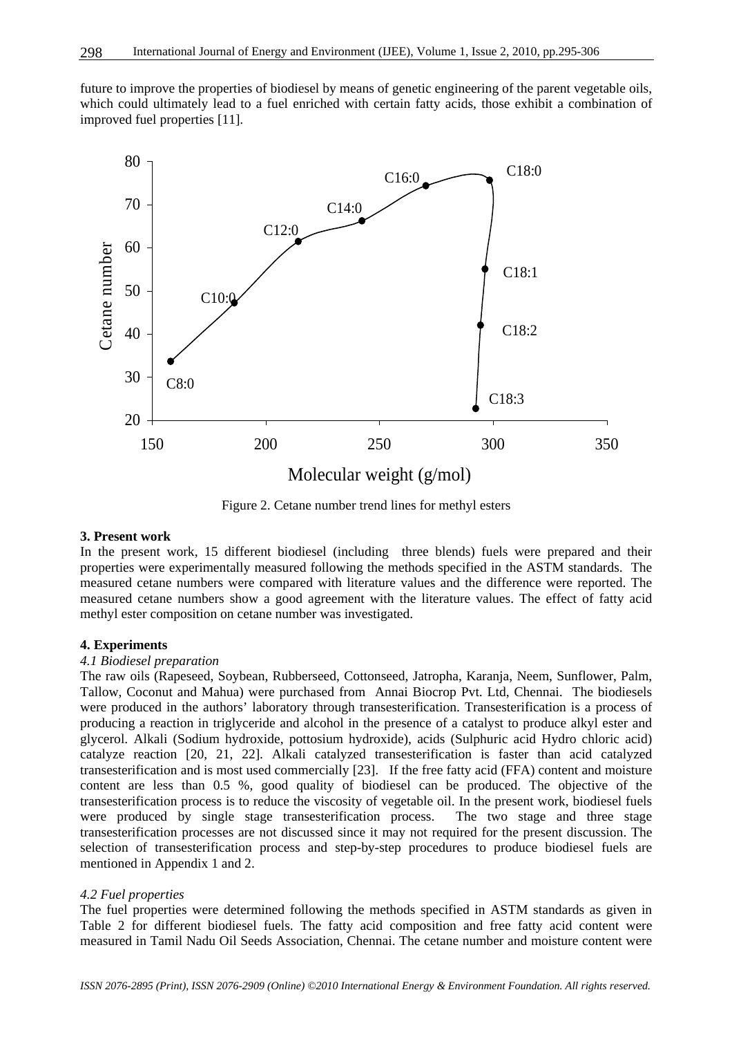future to improve the properties of biodiesel by means of genetic engineering of the parent vegetable oils, which could ultimately lead to a fuel enriched with certain fatty acids, those exhibit a combination of improved fuel properties [11].

Figure 2. Cetane number trend lines for methyl esters

**3. Present work**

In the present work, 15 different biodiesel (including three blends) fuels were prepared and their properties were experimentally measured following the methods specified in the ASTM standards. The measured cetane numbers were compared with literature values and the difference were reported. The measured cetane numbers show a good agreement with the literature values. The effect of fatty acid methyl ester composition on cetane number was investigated.

**4. Experiments**

*4.1 Biodiesel preparation*

The raw oils (Rapeseed, Soybean, Rubberseed, Cottonseed, Jatropha, Karanja, Neem, Sunflower, Palm, Tallow, Coconut and Mahua) were purchased from Annai Biocrop Pvt. Ltd, Chennai. The biodiesels were produced in the authors' laboratory through transesterification. Transesterification is a process of producing a reaction in triglyceride and alcohol in the presence of a catalyst to produce alkyl ester and glycerol. Alkali (Sodium hydroxide, pottosium hydroxide), acids (Sulphuric acid Hydro chloric acid) catalyze reaction [20, 21, 22]. Alkali catalyzed transesterification is faster than acid catalyzed transesterification and is most used commercially [23]. If the free fatty acid (FFA) content and moisture content are less than 0.5 %, good quality of biodiesel can be produced. The objective of the transesterification process is to reduce the viscosity of vegetable oil. In the present work, biodiesel fuels were produced by single stage transesterification process. The two stage and three stage transesterification processes are not discussed since it may not required for the present discussion. The selection of transesterification process and step-by-step procedures to produce biodiesel fuels are mentioned in Appendix 1 and 2.

*4.2 Fuel properties*

The fuel properties were determined following the methods specified in ASTM standards as given in Table 2 for different biodiesel fuels. The fatty acid composition and free fatty acid content were measured in Tamil Nadu Oil Seeds Association, Chennai. The cetane number and moisture content were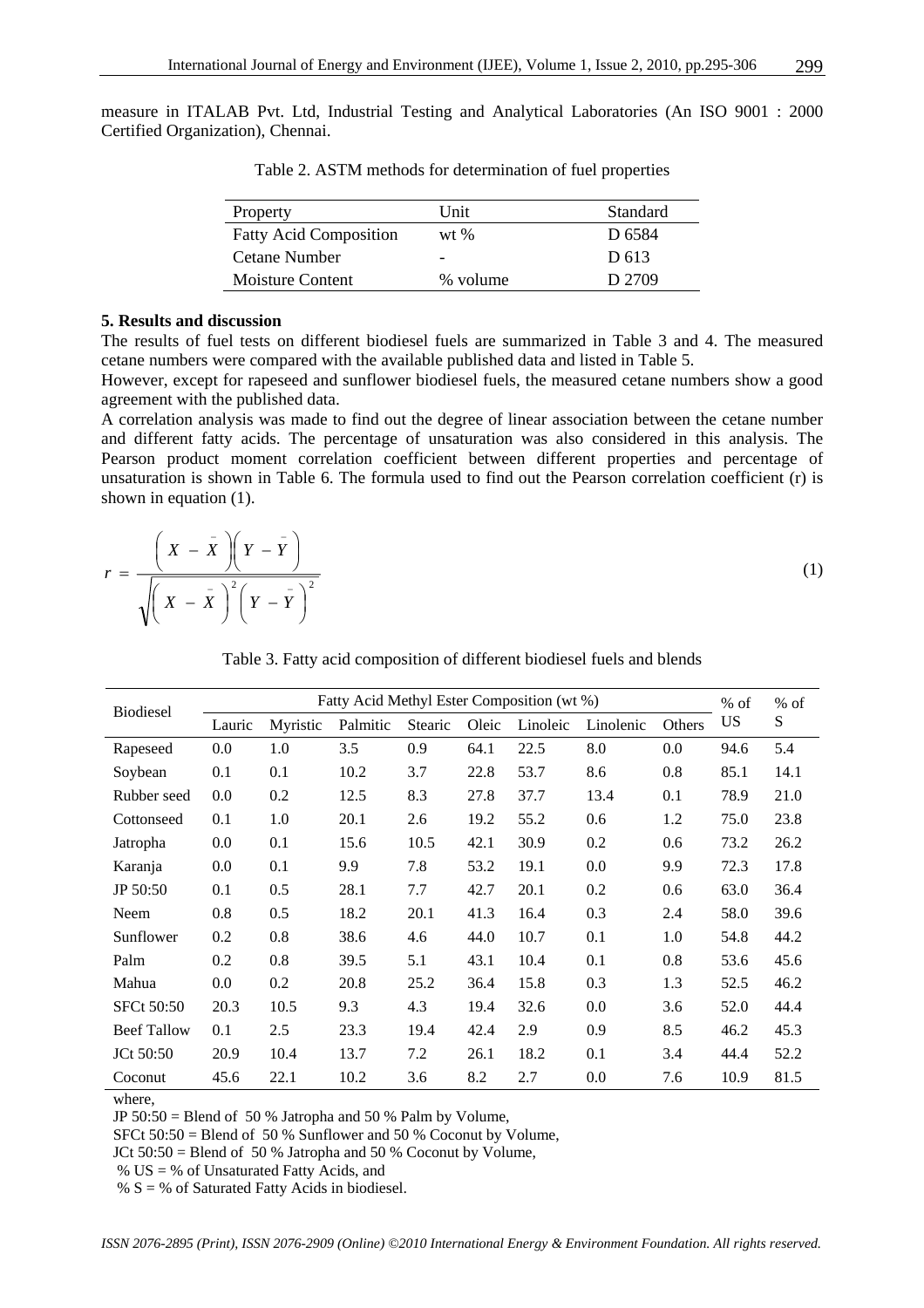measure in ITALAB Pvt. Ltd, Industrial Testing and Analytical Laboratories (An ISO 9001 : 2000 Certified Organization), Chennai.

Table 2. ASTM methods for determination of fuel properties

| Property | Unit | Standard |
|---|---|---|
| Fatty Acid Composition | wt % | D 6584 |
| Cetane Number | - | D 613 |
| Moisture Content | % volume | D 2709 |

### 5. Results and discussion

The results of fuel tests on different biodiesel fuels are summarized in Table 3 and 4. The measured cetane numbers were compared with the available published data and listed in Table 5.

However, except for rapeseed and sunflower biodiesel fuels, the measured cetane numbers show a good agreement with the published data.

A correlation analysis was made to find out the degree of linear association between the cetane number and different fatty acids. The percentage of unsaturation was also considered in this analysis. The Pearson product moment correlation coefficient between different properties and percentage of unsaturation is shown in Table 6. The formula used to find out the Pearson correlation coefficient (r) is shown in equation (1).

$$r = \frac{\left(X - \bar{X}\right)\left(Y - \bar{Y}\right)}{\sqrt{\left(X - \bar{X}\right)^2\left(Y - \bar{Y}\right)^2}} \tag{1}$$

Table 3. Fatty acid composition of different biodiesel fuels and blends

| Biodiesel | Fatty Acid Methyl Ester Composition (wt %) | | | | | | | | % of US | % of S |
|---|---|---|---|---|---|---|---|---|---|---|
| | Lauric | Myristic | Palmitic | Stearic | Oleic | Linoleic | Linolenic | Others | | |
| Rapeseed | 0.0 | 1.0 | 3.5 | 0.9 | 64.1 | 22.5 | 8.0 | 0.0 | 94.6 | 5.4 |
| Soybean | 0.1 | 0.1 | 10.2 | 3.7 | 22.8 | 53.7 | 8.6 | 0.8 | 85.1 | 14.1 |
| Rubber seed | 0.0 | 0.2 | 12.5 | 8.3 | 27.8 | 37.7 | 13.4 | 0.1 | 78.9 | 21.0 |
| Cottonseed | 0.1 | 1.0 | 20.1 | 2.6 | 19.2 | 55.2 | 0.6 | 1.2 | 75.0 | 23.8 |
| Jatropha | 0.0 | 0.1 | 15.6 | 10.5 | 42.1 | 30.9 | 0.2 | 0.6 | 73.2 | 26.2 |
| Karanja | 0.0 | 0.1 | 9.9 | 7.8 | 53.2 | 19.1 | 0.0 | 9.9 | 72.3 | 17.8 |
| JP 50:50 | 0.1 | 0.5 | 28.1 | 7.7 | 42.7 | 20.1 | 0.2 | 0.6 | 63.0 | 36.4 |
| Neem | 0.8 | 0.5 | 18.2 | 20.1 | 41.3 | 16.4 | 0.3 | 2.4 | 58.0 | 39.6 |
| Sunflower | 0.2 | 0.8 | 38.6 | 4.6 | 44.0 | 10.7 | 0.1 | 1.0 | 54.8 | 44.2 |
| Palm | 0.2 | 0.8 | 39.5 | 5.1 | 43.1 | 10.4 | 0.1 | 0.8 | 53.6 | 45.6 |
| Mahua | 0.0 | 0.2 | 20.8 | 25.2 | 36.4 | 15.8 | 0.3 | 1.3 | 52.5 | 46.2 |
| SFCt 50:50 | 20.3 | 10.5 | 9.3 | 4.3 | 19.4 | 32.6 | 0.0 | 3.6 | 52.0 | 44.4 |
| Beef Tallow | 0.1 | 2.5 | 23.3 | 19.4 | 42.4 | 2.9 | 0.9 | 8.5 | 46.2 | 45.3 |
| JCt 50:50 | 20.9 | 10.4 | 13.7 | 7.2 | 26.1 | 18.2 | 0.1 | 3.4 | 44.4 | 52.2 |
| Coconut | 45.6 | 22.1 | 10.2 | 3.6 | 8.2 | 2.7 | 0.0 | 7.6 | 10.9 | 81.5 |

where,

JP 50:50 = Blend of 50 % Jatropha and 50 % Palm by Volume,

SFCt 50:50 = Blend of 50 % Sunflower and 50 % Coconut by Volume,

JCt 50:50 = Blend of 50 % Jatropha and 50 % Coconut by Volume,

% US = % of Unsaturated Fatty Acids, and

% S = % of Saturated Fatty Acids in biodiesel.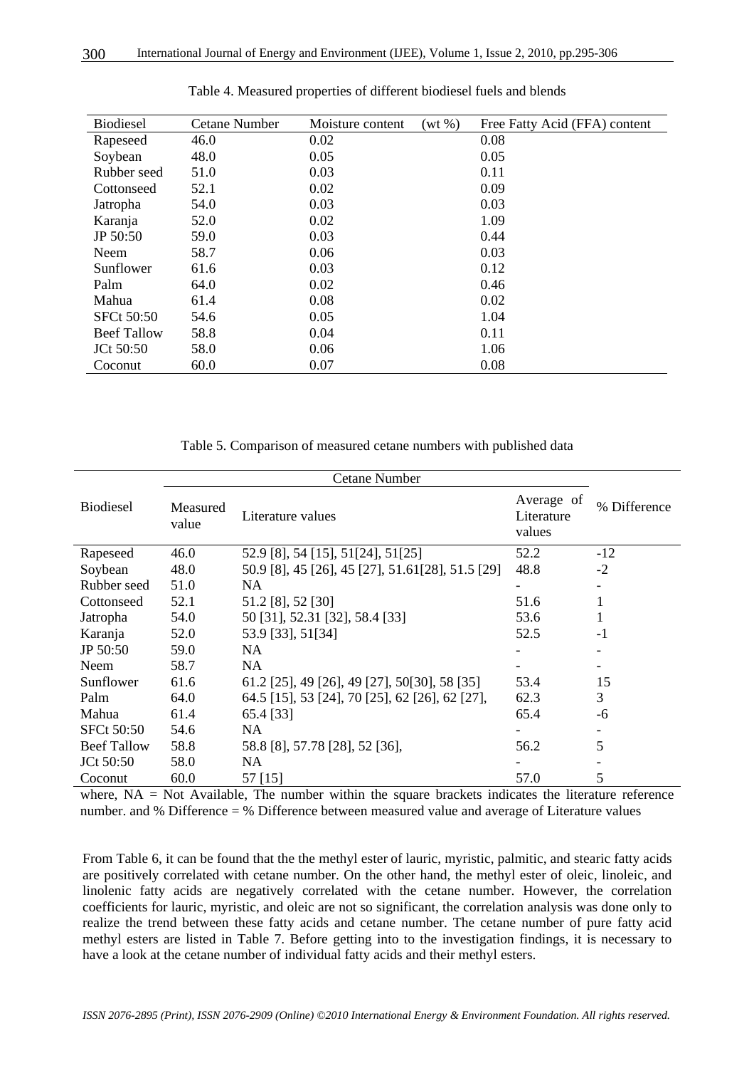Table 4. Measured properties of different biodiesel fuels and blends

| Biodiesel | Cetane Number | Moisture content (wt %) | Free Fatty Acid (FFA) content |
|---|---|---|---|
| Rapeseed | 46.0 | 0.02 | 0.08 |
| Soybean | 48.0 | 0.05 | 0.05 |
| Rubber seed | 51.0 | 0.03 | 0.11 |
| Cottonseed | 52.1 | 0.02 | 0.09 |
| Jatropha | 54.0 | 0.03 | 0.03 |
| Karanja | 52.0 | 0.02 | 1.09 |
| JP 50:50 | 59.0 | 0.03 | 0.44 |
| Neem | 58.7 | 0.06 | 0.03 |
| Sunflower | 61.6 | 0.03 | 0.12 |
| Palm | 64.0 | 0.02 | 0.46 |
| Mahua | 61.4 | 0.08 | 0.02 |
| SFCt 50:50 | 54.6 | 0.05 | 1.04 |
| Beef Tallow | 58.8 | 0.04 | 0.11 |
| JCt 50:50 | 58.0 | 0.06 | 1.06 |
| Coconut | 60.0 | 0.07 | 0.08 |

Table 5. Comparison of measured cetane numbers with published data

| Biodiesel | Cetane Number | | | % Difference |
|---|---|---|---|---|
| | Measured value | Literature values | Average of Literature values | |
| Rapeseed | 46.0 | 52.9 [8], 54 [15], 51[24], 51[25] | 52.2 | -12 |
| Soybean | 48.0 | 50.9 [8], 45 [26], 45 [27], 51.61[28], 51.5 [29] | 48.8 | -2 |
| Rubber seed | 51.0 | NA | - | - |
| Cottonseed | 52.1 | 51.2 [8], 52 [30] | 51.6 | 1 |
| Jatropha | 54.0 | 50 [31], 52.31 [32], 58.4 [33] | 53.6 | 1 |
| Karanja | 52.0 | 53.9 [33], 51[34] | 52.5 | -1 |
| JP 50:50 | 59.0 | NA | - | - |
| Neem | 58.7 | NA | - | - |
| Sunflower | 61.6 | 61.2 [25], 49 [26], 49 [27], 50[30], 58 [35] | 53.4 | 15 |
| Palm | 64.0 | 64.5 [15], 53 [24], 70 [25], 62 [26], 62 [27], | 62.3 | 3 |
| Mahua | 61.4 | 65.4 [33] | 65.4 | -6 |
| SFCt 50:50 | 54.6 | NA | - | - |
| Beef Tallow | 58.8 | 58.8 [8], 57.78 [28], 52 [36], | 56.2 | 5 |
| JCt 50:50 | 58.0 | NA | - | - |
| Coconut | 60.0 | 57 [15] | 57.0 | 5 |

where, NA = Not Available, The number within the square brackets indicates the literature reference number. and % Difference = % Difference between measured value and average of Literature values

From Table 6, it can be found that the the methyl ester of lauric, myristic, palmitic, and stearic fatty acids are positively correlated with cetane number. On the other hand, the methyl ester of oleic, linoleic, and linolenic fatty acids are negatively correlated with the cetane number. However, the correlation coefficients for lauric, myristic, and oleic are not so significant, the correlation analysis was done only to realize the trend between these fatty acids and cetane number. The cetane number of pure fatty acid methyl esters are listed in Table 7. Before getting into to the investigation findings, it is necessary to have a look at the cetane number of individual fatty acids and their methyl esters.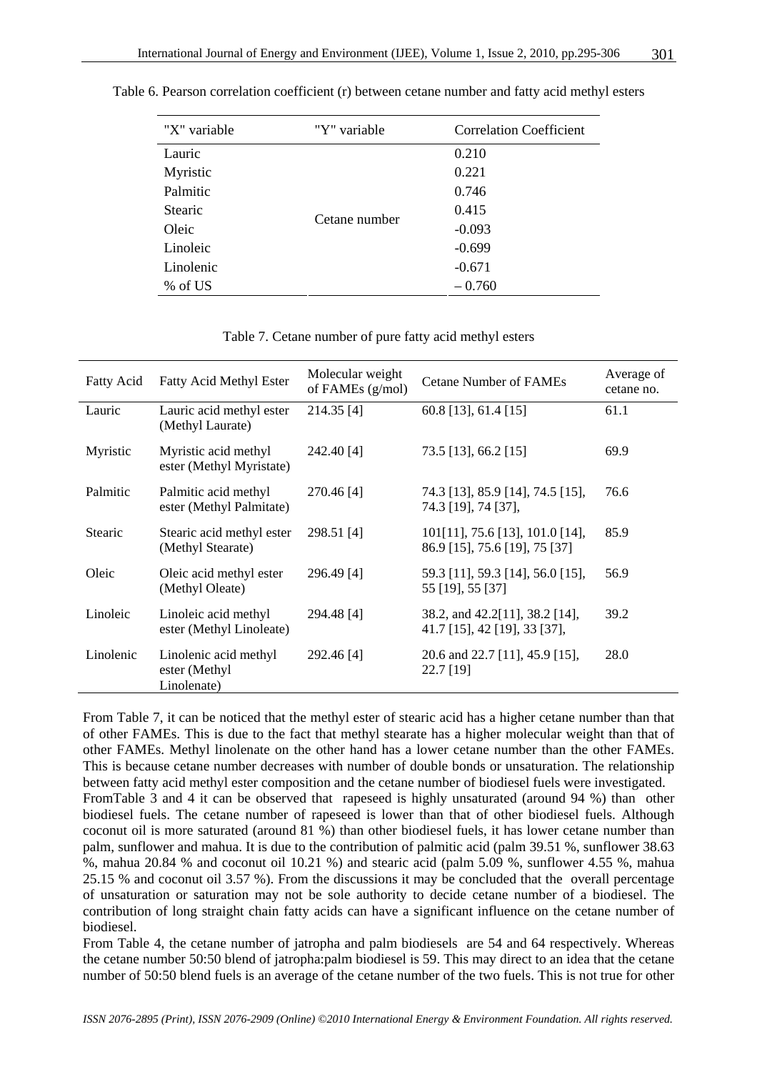Table 6. Pearson correlation coefficient (r) between cetane number and fatty acid methyl esters

| "X" variable | "Y" variable | Correlation Coefficient |
|---|---|---|
| Lauric | Cetane number | 0.210 |
| Myristic | | 0.221 |
| Palmitic | | 0.746 |
| Stearic | | 0.415 |
| Oleic | | -0.093 |
| Linoleic | | -0.699 |
| Linolenic | | -0.671 |
| % of US | | – 0.760 |

Table 7. Cetane number of pure fatty acid methyl esters

| Fatty Acid | Fatty Acid Methyl Ester | Molecular weight of FAMEs (g/mol) | Cetane Number of FAMEs | Average of cetane no. |
|---|---|---|---|---|
| Lauric | Lauric acid methyl ester (Methyl Laurate) | 214.35 [4] | 60.8 [13], 61.4 [15] | 61.1 |
| Myristic | Myristic acid methyl ester (Methyl Myristate) | 242.40 [4] | 73.5 [13], 66.2 [15] | 69.9 |
| Palmitic | Palmitic acid methyl ester (Methyl Palmitate) | 270.46 [4] | 74.3 [13], 85.9 [14], 74.5 [15], 74.3 [19], 74 [37], | 76.6 |
| Stearic | Stearic acid methyl ester (Methyl Stearate) | 298.51 [4] | 101[11], 75.6 [13], 101.0 [14], 86.9 [15], 75.6 [19], 75 [37] | 85.9 |
| Oleic | Oleic acid methyl ester (Methyl Oleate) | 296.49 [4] | 59.3 [11], 59.3 [14], 56.0 [15], 55 [19], 55 [37] | 56.9 |
| Linoleic | Linoleic acid methyl ester (Methyl Linoleate) | 294.48 [4] | 38.2, and 42.2[11], 38.2 [14], 41.7 [15], 42 [19], 33 [37], | 39.2 |
| Linolenic | Linolenic acid methyl ester (Methyl Linolenate) | 292.46 [4] | 20.6 and 22.7 [11], 45.9 [15], 22.7 [19] | 28.0 |

From Table 7, it can be noticed that the methyl ester of stearic acid has a higher cetane number than that of other FAMEs. This is due to the fact that methyl stearate has a higher molecular weight than that of other FAMEs. Methyl linolenate on the other hand has a lower cetane number than the other FAMEs. This is because cetane number decreases with number of double bonds or unsaturation. The relationship between fatty acid methyl ester composition and the cetane number of biodiesel fuels were investigated.
FromTable 3 and 4 it can be observed that rapeseed is highly unsaturated (around 94 %) than other biodiesel fuels. The cetane number of rapeseed is lower than that of other biodiesel fuels. Although coconut oil is more saturated (around 81 %) than other biodiesel fuels, it has lower cetane number than palm, sunflower and mahua. It is due to the contribution of palmitic acid (palm 39.51 %, sunflower 38.63 %, mahua 20.84 % and coconut oil 10.21 %) and stearic acid (palm 5.09 %, sunflower 4.55 %, mahua 25.15 % and coconut oil 3.57 %). From the discussions it may be concluded that the overall percentage of unsaturation or saturation may not be sole authority to decide cetane number of a biodiesel. The contribution of long straight chain fatty acids can have a significant influence on the cetane number of biodiesel.
From Table 4, the cetane number of jatropha and palm biodiesels are 54 and 64 respectively. Whereas the cetane number 50:50 blend of jatropha:palm biodiesel is 59. This may direct to an idea that the cetane number of 50:50 blend fuels is an average of the cetane number of the two fuels. This is not true for other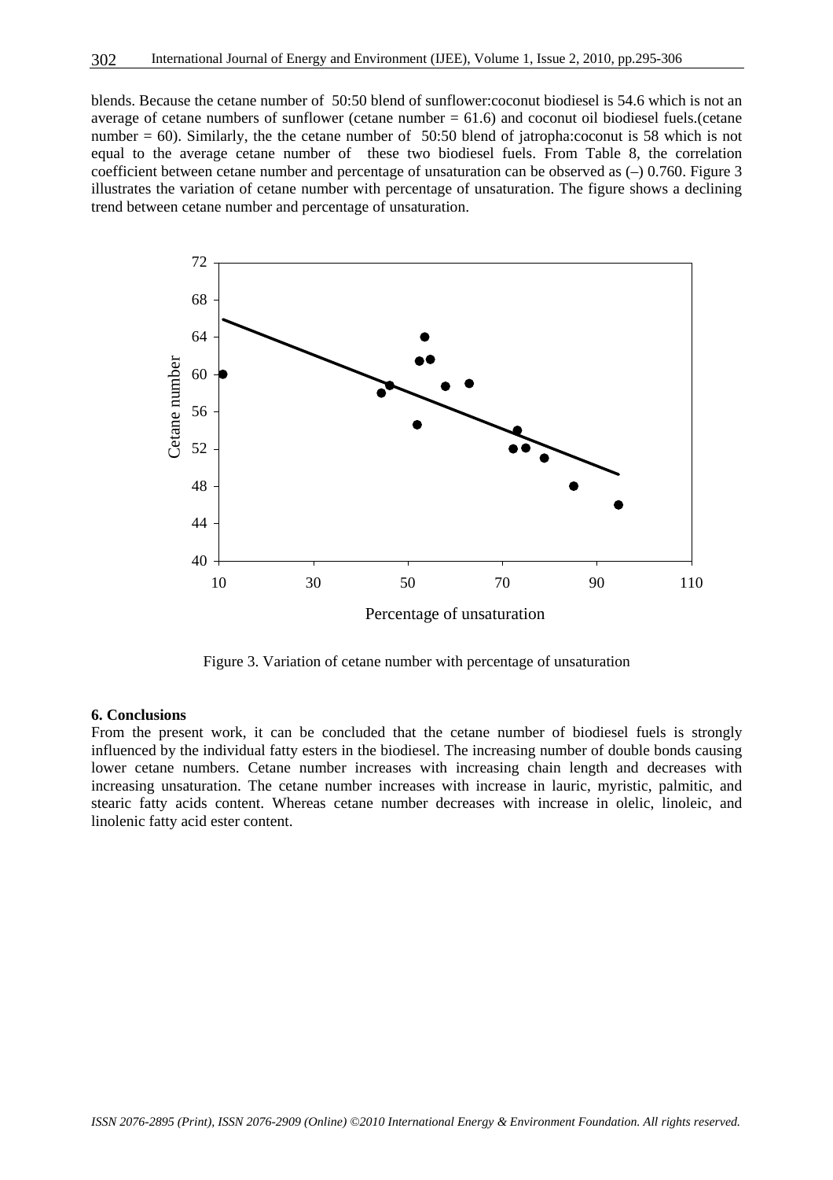blends. Because the cetane number of 50:50 blend of sunflower:coconut biodiesel is 54.6 which is not an average of cetane numbers of sunflower (cetane number = 61.6) and coconut oil biodiesel fuels.(cetane number = 60). Similarly, the the cetane number of 50:50 blend of jatropha:coconut is 58 which is not equal to the average cetane number of these two biodiesel fuels. From Table 8, the correlation coefficient between cetane number and percentage of unsaturation can be observed as (–) 0.760. Figure 3 illustrates the variation of cetane number with percentage of unsaturation. The figure shows a declining trend between cetane number and percentage of unsaturation.

Figure 3. Variation of cetane number with percentage of unsaturation

**6. Conclusions**

From the present work, it can be concluded that the cetane number of biodiesel fuels is strongly influenced by the individual fatty esters in the biodiesel. The increasing number of double bonds causing lower cetane numbers. Cetane number increases with increasing chain length and decreases with increasing unsaturation. The cetane number increases with increase in lauric, myristic, palmitic, and stearic fatty acids content. Whereas cetane number decreases with increase in olelic, linoleic, and linolenic fatty acid ester content.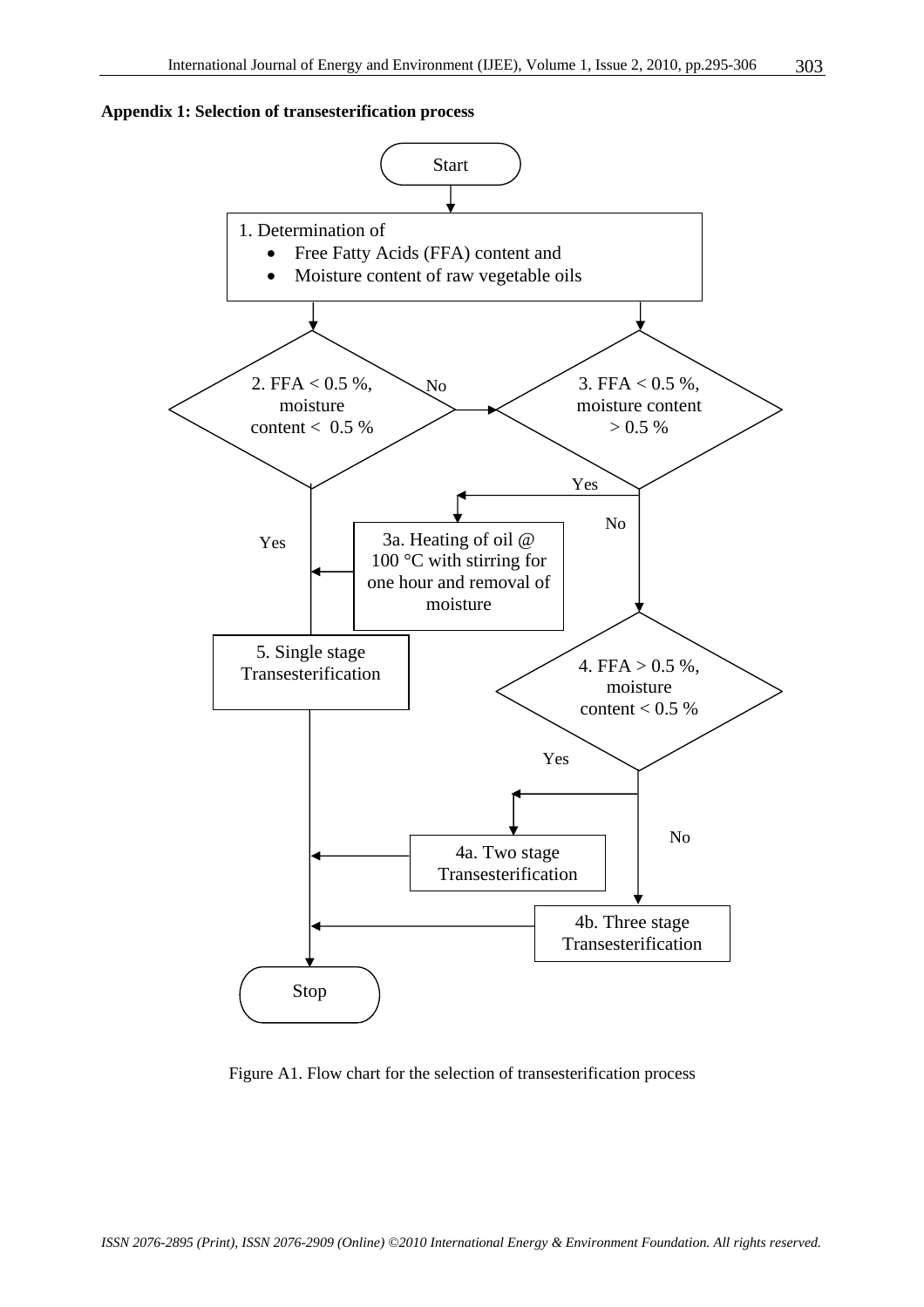**Appendix 1: Selection of transesterification process**

Start

1. Determination of
   - Free Fatty Acids (FFA) content and
   - Moisture content of raw vegetable oils

2. FFA < 0.5 %, moisture content < 0.5 %
   - Yes → 5. Single stage Transesterification
   - No → 3.

3. FFA < 0.5 %, moisture content > 0.5 %
   - Yes → 3a. Heating of oil @ 100 °C with stirring for one hour and removal of moisture → 5. Single stage Transesterification
   - No → 4.

4. FFA > 0.5 %, moisture content < 0.5 %
   - Yes → 4a. Two stage Transesterification
   - No → 4b. Three stage Transesterification

5. Single stage Transesterification → Stop

4a. Two stage Transesterification → Stop

4b. Three stage Transesterification → Stop

Figure A1. Flow chart for the selection of transesterification process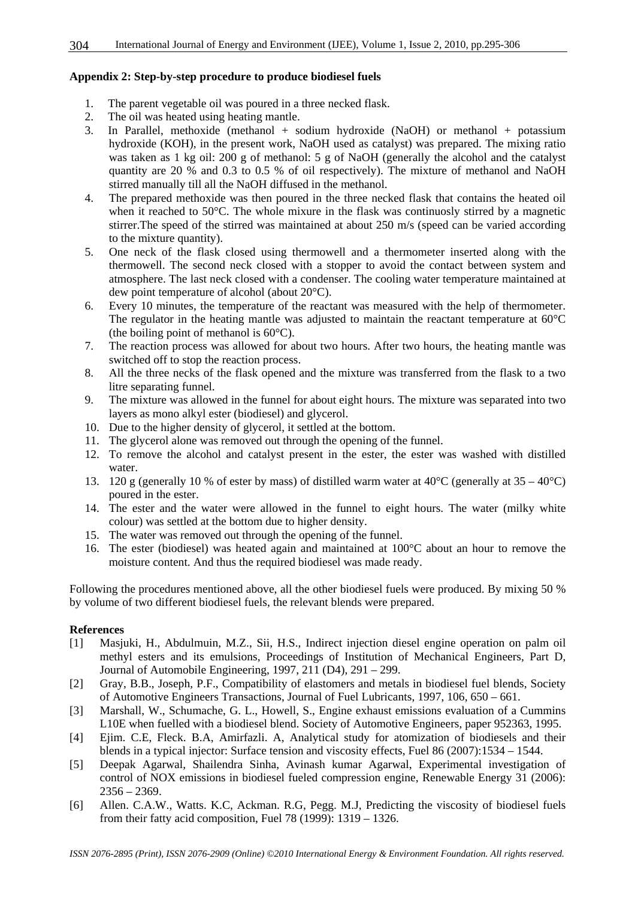**Appendix 2: Step-by-step procedure to produce biodiesel fuels**

1. The parent vegetable oil was poured in a three necked flask.
2. The oil was heated using heating mantle.
3. In Parallel, methoxide (methanol + sodium hydroxide (NaOH) or methanol + potassium hydroxide (KOH), in the present work, NaOH used as catalyst) was prepared. The mixing ratio was taken as 1 kg oil: 200 g of methanol: 5 g of NaOH (generally the alcohol and the catalyst quantity are 20 % and 0.3 to 0.5 % of oil respectively). The mixture of methanol and NaOH stirred manually till all the NaOH diffused in the methanol.
4. The prepared methoxide was then poured in the three necked flask that contains the heated oil when it reached to 50°C. The whole mixure in the flask was continuosly stirred by a magnetic stirrer.The speed of the stirred was maintained at about 250 m/s (speed can be varied according to the mixture quantity).
5. One neck of the flask closed using thermowell and a thermometer inserted along with the thermowell. The second neck closed with a stopper to avoid the contact between system and atmosphere. The last neck closed with a condenser. The cooling water temperature maintained at dew point temperature of alcohol (about 20°C).
6. Every 10 minutes, the temperature of the reactant was measured with the help of thermometer. The regulator in the heating mantle was adjusted to maintain the reactant temperature at 60°C (the boiling point of methanol is 60°C).
7. The reaction process was allowed for about two hours. After two hours, the heating mantle was switched off to stop the reaction process.
8. All the three necks of the flask opened and the mixture was transferred from the flask to a two litre separating funnel.
9. The mixture was allowed in the funnel for about eight hours. The mixture was separated into two layers as mono alkyl ester (biodiesel) and glycerol.
10. Due to the higher density of glycerol, it settled at the bottom.
11. The glycerol alone was removed out through the opening of the funnel.
12. To remove the alcohol and catalyst present in the ester, the ester was washed with distilled water.
13. 120 g (generally 10 % of ester by mass) of distilled warm water at 40°C (generally at 35 – 40°C) poured in the ester.
14. The ester and the water were allowed in the funnel to eight hours. The water (milky white colour) was settled at the bottom due to higher density.
15. The water was removed out through the opening of the funnel.
16. The ester (biodiesel) was heated again and maintained at 100°C about an hour to remove the moisture content. And thus the required biodiesel was made ready.

Following the procedures mentioned above, all the other biodiesel fuels were produced. By mixing 50 % by volume of two different biodiesel fuels, the relevant blends were prepared.

**References**

[1] Masjuki, H., Abdulmuin, M.Z., Sii, H.S., Indirect injection diesel engine operation on palm oil methyl esters and its emulsions, Proceedings of Institution of Mechanical Engineers, Part D, Journal of Automobile Engineering, 1997, 211 (D4), 291 – 299.

[2] Gray, B.B., Joseph, P.F., Compatibility of elastomers and metals in biodiesel fuel blends, Society of Automotive Engineers Transactions, Journal of Fuel Lubricants, 1997, 106, 650 – 661.

[3] Marshall, W., Schumache, G. L., Howell, S., Engine exhaust emissions evaluation of a Cummins L10E when fuelled with a biodiesel blend. Society of Automotive Engineers, paper 952363, 1995.

[4] Ejim. C.E, Fleck. B.A, Amirfazli. A, Analytical study for atomization of biodiesels and their blends in a typical injector: Surface tension and viscosity effects, Fuel 86 (2007):1534 – 1544.

[5] Deepak Agarwal, Shailendra Sinha, Avinash kumar Agarwal, Experimental investigation of control of NOX emissions in biodiesel fueled compression engine, Renewable Energy 31 (2006): 2356 – 2369.

[6] Allen. C.A.W., Watts. K.C, Ackman. R.G, Pegg. M.J, Predicting the viscosity of biodiesel fuels from their fatty acid composition, Fuel 78 (1999): 1319 – 1326.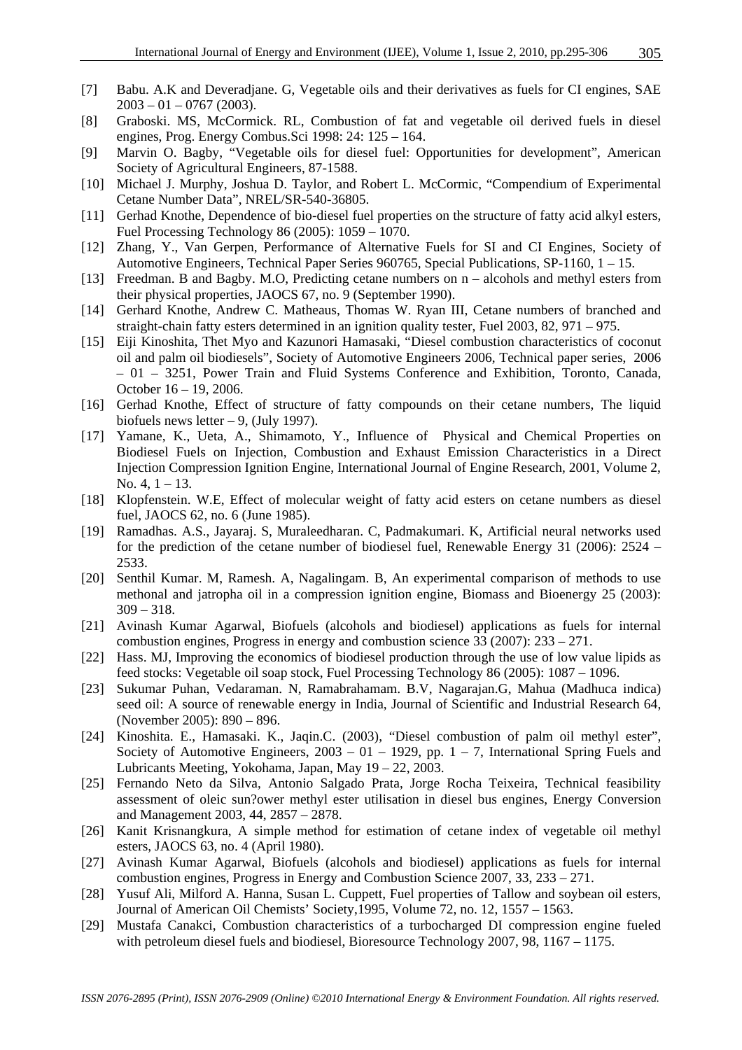[7] Babu. A.K and Deveradjane. G, Vegetable oils and their derivatives as fuels for CI engines, SAE 2003 – 01 – 0767 (2003).

[8] Graboski. MS, McCormick. RL, Combustion of fat and vegetable oil derived fuels in diesel engines, Prog. Energy Combus.Sci 1998: 24: 125 – 164.

[9] Marvin O. Bagby, "Vegetable oils for diesel fuel: Opportunities for development", American Society of Agricultural Engineers, 87-1588.

[10] Michael J. Murphy, Joshua D. Taylor, and Robert L. McCormic, "Compendium of Experimental Cetane Number Data", NREL/SR-540-36805.

[11] Gerhad Knothe, Dependence of bio-diesel fuel properties on the structure of fatty acid alkyl esters, Fuel Processing Technology 86 (2005): 1059 – 1070.

[12] Zhang, Y., Van Gerpen, Performance of Alternative Fuels for SI and CI Engines, Society of Automotive Engineers, Technical Paper Series 960765, Special Publications, SP-1160, 1 – 15.

[13] Freedman. B and Bagby. M.O, Predicting cetane numbers on n – alcohols and methyl esters from their physical properties, JAOCS 67, no. 9 (September 1990).

[14] Gerhard Knothe, Andrew C. Matheaus, Thomas W. Ryan III, Cetane numbers of branched and straight-chain fatty esters determined in an ignition quality tester, Fuel 2003, 82, 971 – 975.

[15] Eiji Kinoshita, Thet Myo and Kazunori Hamasaki, "Diesel combustion characteristics of coconut oil and palm oil biodiesels", Society of Automotive Engineers 2006, Technical paper series, 2006 – 01 – 3251, Power Train and Fluid Systems Conference and Exhibition, Toronto, Canada, October 16 – 19, 2006.

[16] Gerhad Knothe, Effect of structure of fatty compounds on their cetane numbers, The liquid biofuels news letter – 9, (July 1997).

[17] Yamane, K., Ueta, A., Shimamoto, Y., Influence of Physical and Chemical Properties on Biodiesel Fuels on Injection, Combustion and Exhaust Emission Characteristics in a Direct Injection Compression Ignition Engine, International Journal of Engine Research, 2001, Volume 2, No. 4, 1 – 13.

[18] Klopfenstein. W.E, Effect of molecular weight of fatty acid esters on cetane numbers as diesel fuel, JAOCS 62, no. 6 (June 1985).

[19] Ramadhas. A.S., Jayaraj. S, Muraleedharan. C, Padmakumari. K, Artificial neural networks used for the prediction of the cetane number of biodiesel fuel, Renewable Energy 31 (2006): 2524 – 2533.

[20] Senthil Kumar. M, Ramesh. A, Nagalingam. B, An experimental comparison of methods to use methonal and jatropha oil in a compression ignition engine, Biomass and Bioenergy 25 (2003): 309 – 318.

[21] Avinash Kumar Agarwal, Biofuels (alcohols and biodiesel) applications as fuels for internal combustion engines, Progress in energy and combustion science 33 (2007): 233 – 271.

[22] Hass. MJ, Improving the economics of biodiesel production through the use of low value lipids as feed stocks: Vegetable oil soap stock, Fuel Processing Technology 86 (2005): 1087 – 1096.

[23] Sukumar Puhan, Vedaraman. N, Ramabrahamam. B.V, Nagarajan.G, Mahua (Madhuca indica) seed oil: A source of renewable energy in India, Journal of Scientific and Industrial Research 64, (November 2005): 890 – 896.

[24] Kinoshita. E., Hamasaki. K., Jaqin.C. (2003), "Diesel combustion of palm oil methyl ester", Society of Automotive Engineers, 2003 – 01 – 1929, pp. 1 – 7, International Spring Fuels and Lubricants Meeting, Yokohama, Japan, May 19 – 22, 2003.

[25] Fernando Neto da Silva, Antonio Salgado Prata, Jorge Rocha Teixeira, Technical feasibility assessment of oleic sun?ower methyl ester utilisation in diesel bus engines, Energy Conversion and Management 2003, 44, 2857 – 2878.

[26] Kanit Krisnangkura, A simple method for estimation of cetane index of vegetable oil methyl esters, JAOCS 63, no. 4 (April 1980).

[27] Avinash Kumar Agarwal, Biofuels (alcohols and biodiesel) applications as fuels for internal combustion engines, Progress in Energy and Combustion Science 2007, 33, 233 – 271.

[28] Yusuf Ali, Milford A. Hanna, Susan L. Cuppett, Fuel properties of Tallow and soybean oil esters, Journal of American Oil Chemists' Society,1995, Volume 72, no. 12, 1557 – 1563.

[29] Mustafa Canakci, Combustion characteristics of a turbocharged DI compression engine fueled with petroleum diesel fuels and biodiesel, Bioresource Technology 2007, 98, 1167 – 1175.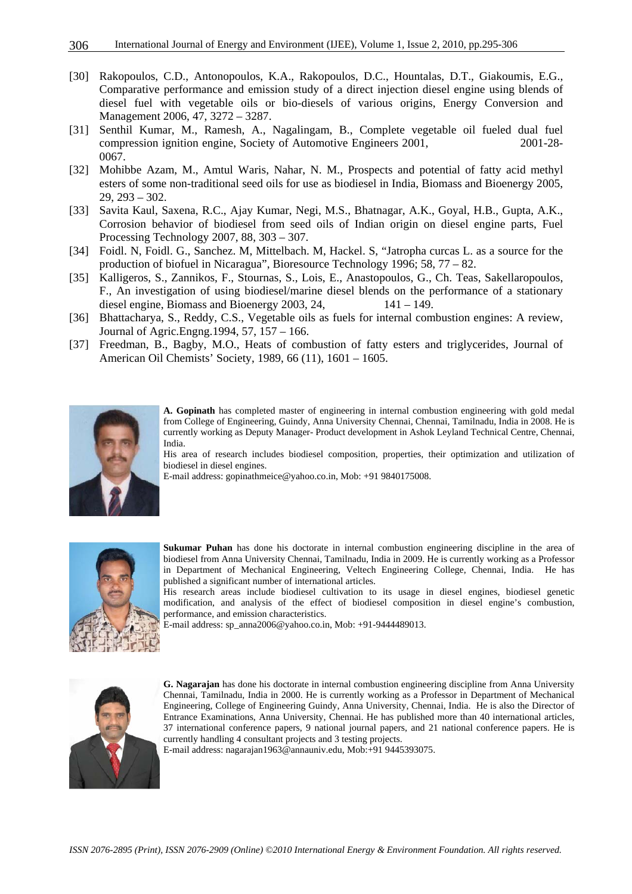[30] Rakopoulos, C.D., Antonopoulos, K.A., Rakopoulos, D.C., Hountalas, D.T., Giakoumis, E.G., Comparative performance and emission study of a direct injection diesel engine using blends of diesel fuel with vegetable oils or bio-diesels of various origins, Energy Conversion and Management 2006, 47, 3272 – 3287.

[31] Senthil Kumar, M., Ramesh, A., Nagalingam, B., Complete vegetable oil fueled dual fuel compression ignition engine, Society of Automotive Engineers 2001, 2001-28-0067.

[32] Mohibbe Azam, M., Amtul Waris, Nahar, N. M., Prospects and potential of fatty acid methyl esters of some non-traditional seed oils for use as biodiesel in India, Biomass and Bioenergy 2005, 29, 293 – 302.

[33] Savita Kaul, Saxena, R.C., Ajay Kumar, Negi, M.S., Bhatnagar, A.K., Goyal, H.B., Gupta, A.K., Corrosion behavior of biodiesel from seed oils of Indian origin on diesel engine parts, Fuel Processing Technology 2007, 88, 303 – 307.

[34] Foidl. N, Foidl. G., Sanchez. M, Mittelbach. M, Hackel. S, "Jatropha curcas L. as a source for the production of biofuel in Nicaragua", Bioresource Technology 1996; 58, 77 – 82.

[35] Kalligeros, S., Zannikos, F., Stournas, S., Lois, E., Anastopoulos, G., Ch. Teas, Sakellaropoulos, F., An investigation of using biodiesel/marine diesel blends on the performance of a stationary diesel engine, Biomass and Bioenergy 2003, 24, 141 – 149.

[36] Bhattacharya, S., Reddy, C.S., Vegetable oils as fuels for internal combustion engines: A review, Journal of Agric.Engng.1994, 57, 157 – 166.

[37] Freedman, B., Bagby, M.O., Heats of combustion of fatty esters and triglycerides, Journal of American Oil Chemists' Society, 1989, 66 (11), 1601 – 1605.

**A. Gopinath** has completed master of engineering in internal combustion engineering with gold medal from College of Engineering, Guindy, Anna University Chennai, Chennai, Tamilnadu, India in 2008. He is currently working as Deputy Manager- Product development in Ashok Leyland Technical Centre, Chennai, India.
His area of research includes biodiesel composition, properties, their optimization and utilization of biodiesel in diesel engines.
E-mail address: gopinathmeice@yahoo.co.in, Mob: +91 9840175008.

**Sukumar Puhan** has done his doctorate in internal combustion engineering discipline in the area of biodiesel from Anna University Chennai, Tamilnadu, India in 2009. He is currently working as a Professor in Department of Mechanical Engineering, Veltech Engineering College, Chennai, India. He has published a significant number of international articles.
His research areas include biodiesel cultivation to its usage in diesel engines, biodiesel genetic modification, and analysis of the effect of biodiesel composition in diesel engine's combustion, performance, and emission characteristics.
E-mail address: sp_anna2006@yahoo.co.in, Mob: +91-9444489013.

**G. Nagarajan** has done his doctorate in internal combustion engineering discipline from Anna University Chennai, Tamilnadu, India in 2000. He is currently working as a Professor in Department of Mechanical Engineering, College of Engineering Guindy, Anna University, Chennai, India. He is also the Director of Entrance Examinations, Anna University, Chennai. He has published more than 40 international articles, 37 international conference papers, 9 national journal papers, and 21 national conference papers. He is currently handling 4 consultant projects and 3 testing projects.
E-mail address: nagarajan1963@annauniv.edu, Mob:+91 9445393075.